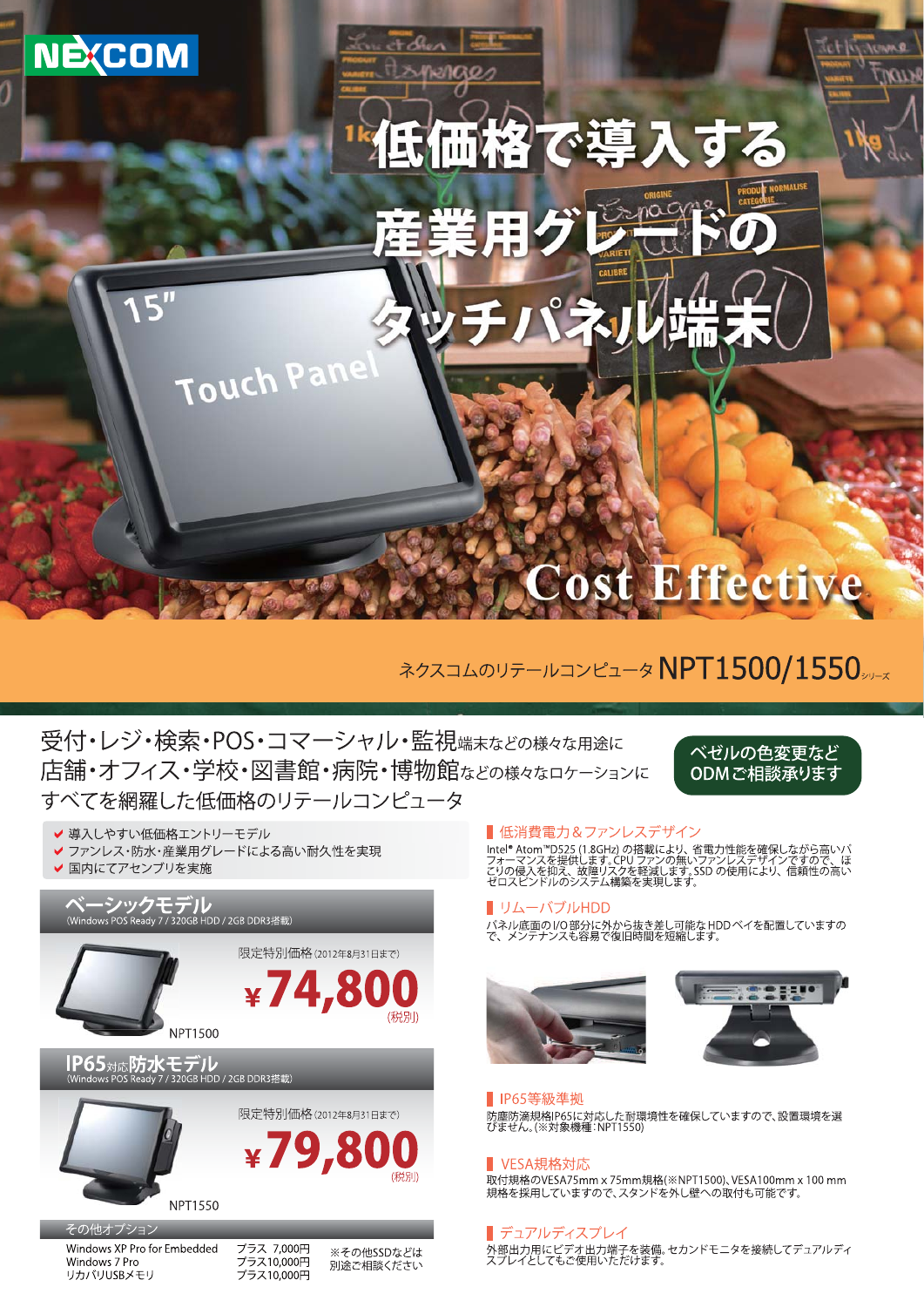NEXCOM

# 低価格で導入する産業用グレードのタッチパネル端末

15" Touch Panel

Cost Effective

ネクスコムのリテールコンピュータ **NPT1500/1550**シリーズ

受付・レジ・検索・POS・コマーシャル・監視端末などの様々な用途に
店舗・オフィス・学校・図書館・病院・博物館などの様々なロケーションに
すべてを網羅した低価格のリテールコンピュータ

ベゼルの色変更など ODMご相談承ります

- ✔ 導入しやすい低価格エントリーモデル
- ✔ ファンレス・防水・産業用グレードによる高い耐久性を実現
- ✔ 国内にてアセンブリを実施

## ベーシックモデル
(Windows POS Ready 7 / 320GB HDD / 2GB DDR3搭載)

限定特別価格 (2012年8月31日まで)

**¥74,800** (税別)

NPT1500

## IP65対応防水モデル
(Windows POS Ready 7 / 320GB HDD / 2GB DDR3搭載)

限定特別価格 (2012年8月31日まで)

**¥79,800** (税別)

NPT1550

### その他オプション

| | | |
|---|---|---|
| Windows XP Pro for Embedded | プラス 7,000円 | ※その他SSDなどは別途ご相談ください |
| Windows 7 Pro | プラス10,000円 | |
| リカバリUSBメモリ | プラス10,000円 | |

### 低消費電力＆ファンレスデザイン
Intel® Atom™D525 (1.8GHz) の搭載により、省電力性能を確保しながら高いパフォーマンスを提供します。CPU ファンの無いファンレスデザインですので、ほこりの侵入を抑え、故障リスクを軽減します。SSD の使用により、信頼性の高いゼロスピンドルのシステム構築を実現します。

### リムーバブルHDD
パネル底面のI/O部分に外から抜き差し可能な HDD ベイを配置していますので、メンテナンスも容易で復旧時間を短縮します。

### IP65等級準拠
防塵防滴規格IP65に対応した耐環境性を確保していますので、設置環境を選びません。(※対象機種：NPT1550)

### VESA規格対応
取付規格のVESA75mm x 75mm規格(※NPT1500)、VESA100mm x 100 mm規格を採用していますので、スタンドを外し壁への取付も可能です。

### デュアルディスプレイ
外部出力用にビデオ出力端子を装備。セカンドモニタを接続してデュアルディスプレイとしてもご使用いただけます。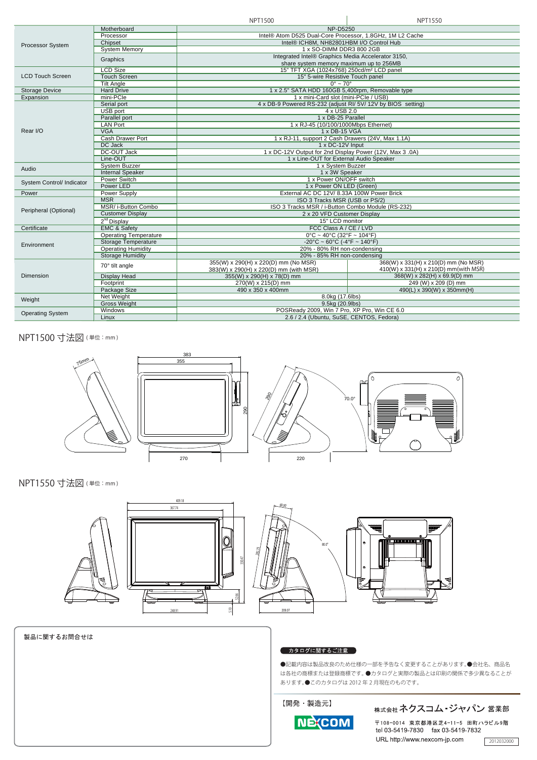| | | NPT1500 | NPT1550 |
|---|---|---|---|
| Processor System | Motherboard | NP-D5250 | |
| | Processor | Intel® Atom D525 Dual-Core Processor, 1.8GHz, 1M L2 Cache | |
| | Chipset | Intel® ICH8M, NH82801HBM I/O Control Hub | |
| | System Memory | 1 x SO-DIMM DDR3 800 2GB | |
| | Graphics | Integrated Intel® Graphics Media Accelerator 3150, share system memory maximum up to 256MB | |
| LCD Touch Screen | LCD Size | 15" TFT XGA (1024x768) 250cd/m² LCD panel | |
| | Touch Screen | 15" 5-wire Resistive Touch panel | |
| | Tilt Angle | 0° ~ 70° | |
| Storage Device | Hard Drive | 1 x 2.5" SATA HDD 160GB 5,400rpm, Removable type | |
| Expansion | mini-PCIe | 1 x mini-Card slot (mini-PCIe / USB) | |
| Rear I/O | Serial port | 4 x DB-9 Powered RS-232 (adjust RI/ 5V/ 12V by BIOS setting) | |
| | USB port | 4 x USB 2.0 | |
| | Parallel port | 1 x DB-25 Parallel | |
| | LAN Port | 1 x RJ-45 (10/100/1000Mbps Ethernet) | |
| | VGA | 1 x DB-15 VGA | |
| | Cash Drawer Port | 1 x RJ-11, support 2 Cash Drawers (24V, Max 1.1A) | |
| | DC Jack | 1 x DC-12V Input | |
| | DC-OUT Jack | 1 x DC-12V Output for 2nd Display Power (12V, Max 3 .0A) | |
| | Line-OUT | 1 x Line-OUT for External Audio Speaker | |
| Audio | System Buzzer | 1 x System Buzzer | |
| | Internal Speaker | 1 x 3W Speaker | |
| System Control/ Indicator | Power Switch | 1 x Power ON/OFF switch | |
| | Power LED | 1 x Power ON LED (Green) | |
| Power | Power Supply | External AC DC 12V/ 8.33A 100W Power Brick | |
| Peripheral (Optional) | MSR | ISO 3 Tracks MSR (USB or PS/2) | |
| | MSR/ i-Button Combo | ISO 3 Tracks MSR / i-Button Combo Module (RS-232) | |
| | Customer Display | 2 x 20 VFD Customer Display | |
| | 2nd Display | 15" LCD monitor | |
| Certificate | EMC & Safety | FCC Class A / CE / LVD | |
| Environment | Operating Temperature | 0°C ~ 40°C (32°F ~ 104°F) | |
| | Storage Temperature | -20°C ~ 60°C (-4°F ~ 140°F) | |
| | Operating Humidity | 20% - 80% RH non-condensing | |
| | Storage Humidity | 20% - 85% RH non-condensing | |
| Dimension | 70° tilt angle | 355(W) x 290(H) x 220(D) mm (No MSR) 383(W) x 290(H) x 220(D) mm (with MSR) | 368(W) x 331(H) x 210(D) mm (No MSR) 410(W) x 331(H) x 210(D) mm(with MSR) |
| | Display Head | 355(W) x 290(H) x 78(D) mm | 368(W) x 282(H) x 69.9(D) mm |
| | Footprint | 270(W) x 215(D) mm | 249 (W) x 209 (D) mm |
| | Package Size | 490 x 350 x 400mm | 490(L) x 390(W) x 350mm(H) |
| Weight | Net Weight | 8.0kg (17.6lbs) | |
| | Gross Weight | 9.5kg (20.9lbs) | |
| Operating System | Windows | POSReady 2009, Win 7 Pro, XP Pro, Win CE 6.0 | |
| | Linux | 2.6 / 2.4 (Ubuntu, SuSE, CENTOS, Fedora) | |

## NPT1500 寸法図 (単位：mm)

75mm
383
355
290
270
290
220
70.0°

## NPT1550 寸法図 (単位：mm)

409.18
367.74
69.90
330.47
283.75
80.0°
52.66
5.10
248.91
209.07

製品に関するお問合せは

**カタログに関するご注意**

●記載内容は製品改良のため仕様の一部を予告なく変更することがあります。●会社名、商品名は各社の商標または登録商標です。●カタログと実際の製品とは印刷の関係で多少異なることがあります。●このカタログは2012年2月現在のものです。

【開発・製造元】

NEXCOM

株式会社ネクスコム・ジャパン 営業部

〒108-0014 東京都港区芝4-11-5 田町ハラビル9階
tel 03-5419-7830 fax 03-5419-7832
URL http://www.nexcom-jp.com

2012032000